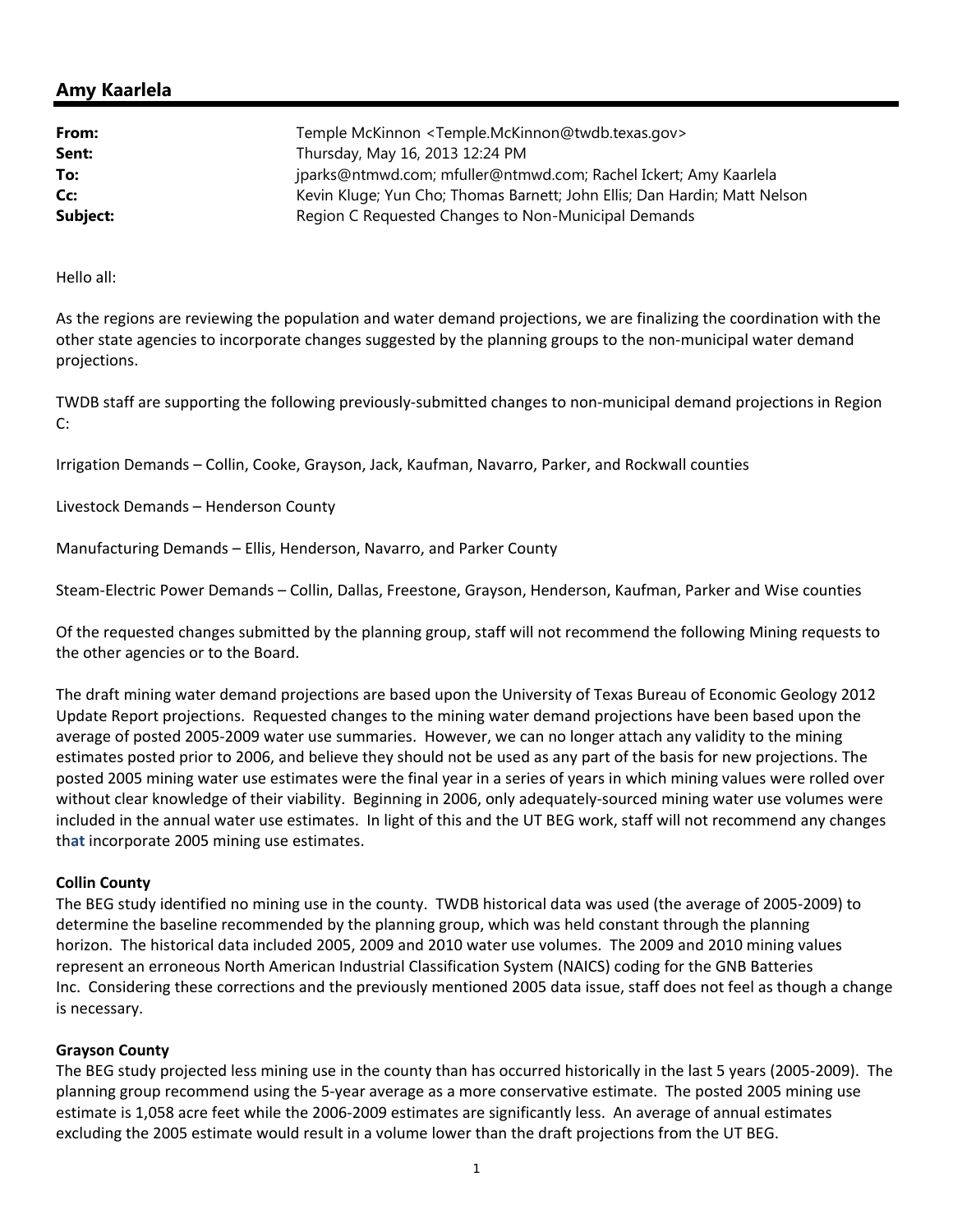## Amy Kaarlela

| | |
|---|---|
| **From:** | Temple McKinnon <Temple.McKinnon@twdb.texas.gov> |
| **Sent:** | Thursday, May 16, 2013 12:24 PM |
| **To:** | jparks@ntmwd.com; mfuller@ntmwd.com; Rachel Ickert; Amy Kaarlela |
| **Cc:** | Kevin Kluge; Yun Cho; Thomas Barnett; John Ellis; Dan Hardin; Matt Nelson |
| **Subject:** | Region C Requested Changes to Non-Municipal Demands |

Hello all:

As the regions are reviewing the population and water demand projections, we are finalizing the coordination with the other state agencies to incorporate changes suggested by the planning groups to the non-municipal water demand projections.

TWDB staff are supporting the following previously-submitted changes to non-municipal demand projections in Region C:

Irrigation Demands – Collin, Cooke, Grayson, Jack, Kaufman, Navarro, Parker, and Rockwall counties

Livestock Demands – Henderson County

Manufacturing Demands – Ellis, Henderson, Navarro, and Parker County

Steam-Electric Power Demands – Collin, Dallas, Freestone, Grayson, Henderson, Kaufman, Parker and Wise counties

Of the requested changes submitted by the planning group, staff will not recommend the following Mining requests to the other agencies or to the Board.

The draft mining water demand projections are based upon the University of Texas Bureau of Economic Geology 2012 Update Report projections. Requested changes to the mining water demand projections have been based upon the average of posted 2005-2009 water use summaries. However, we can no longer attach any validity to the mining estimates posted prior to 2006, and believe they should not be used as any part of the basis for new projections. The posted 2005 mining water use estimates were the final year in a series of years in which mining values were rolled over without clear knowledge of their viability. Beginning in 2006, only adequately-sourced mining water use volumes were included in the annual water use estimates. In light of this and the UT BEG work, staff will not recommend any changes that incorporate 2005 mining use estimates.

**Collin County**
The BEG study identified no mining use in the county. TWDB historical data was used (the average of 2005-2009) to determine the baseline recommended by the planning group, which was held constant through the planning horizon. The historical data included 2005, 2009 and 2010 water use volumes. The 2009 and 2010 mining values represent an erroneous North American Industrial Classification System (NAICS) coding for the GNB Batteries Inc. Considering these corrections and the previously mentioned 2005 data issue, staff does not feel as though a change is necessary.

**Grayson County**
The BEG study projected less mining use in the county than has occurred historically in the last 5 years (2005-2009). The planning group recommend using the 5-year average as a more conservative estimate. The posted 2005 mining use estimate is 1,058 acre feet while the 2006-2009 estimates are significantly less. An average of annual estimates excluding the 2005 estimate would result in a volume lower than the draft projections from the UT BEG.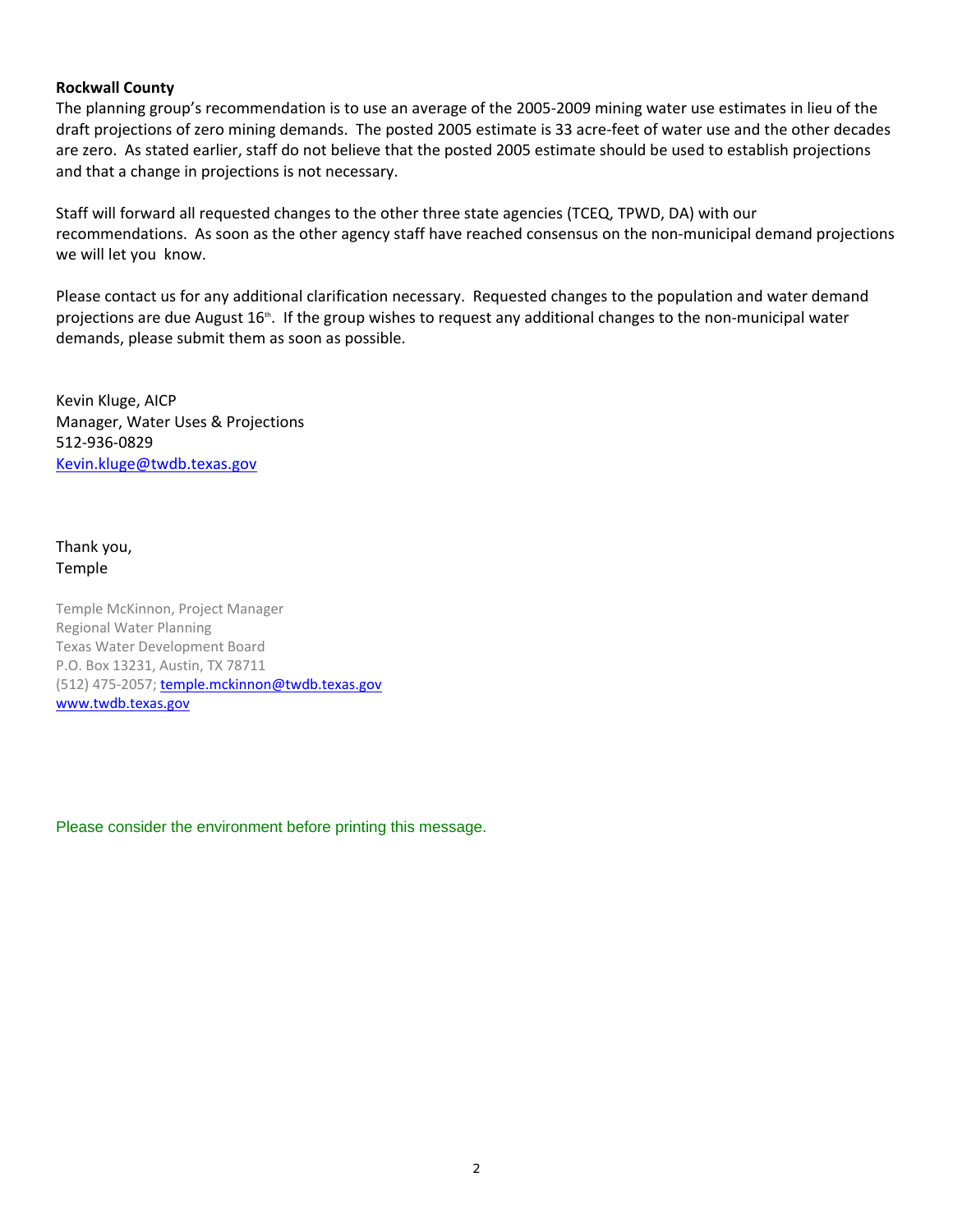**Rockwall County**

The planning group's recommendation is to use an average of the 2005-2009 mining water use estimates in lieu of the draft projections of zero mining demands. The posted 2005 estimate is 33 acre-feet of water use and the other decades are zero. As stated earlier, staff do not believe that the posted 2005 estimate should be used to establish projections and that a change in projections is not necessary.

Staff will forward all requested changes to the other three state agencies (TCEQ, TPWD, DA) with our recommendations. As soon as the other agency staff have reached consensus on the non-municipal demand projections we will let you know.

Please contact us for any additional clarification necessary. Requested changes to the population and water demand projections are due August 16th. If the group wishes to request any additional changes to the non-municipal water demands, please submit them as soon as possible.

Kevin Kluge, AICP
Manager, Water Uses & Projections
512-936-0829
Kevin.kluge@twdb.texas.gov

Thank you,
Temple

Temple McKinnon, Project Manager
Regional Water Planning
Texas Water Development Board
P.O. Box 13231, Austin, TX 78711
(512) 475-2057; temple.mckinnon@twdb.texas.gov
www.twdb.texas.gov

Please consider the environment before printing this message.